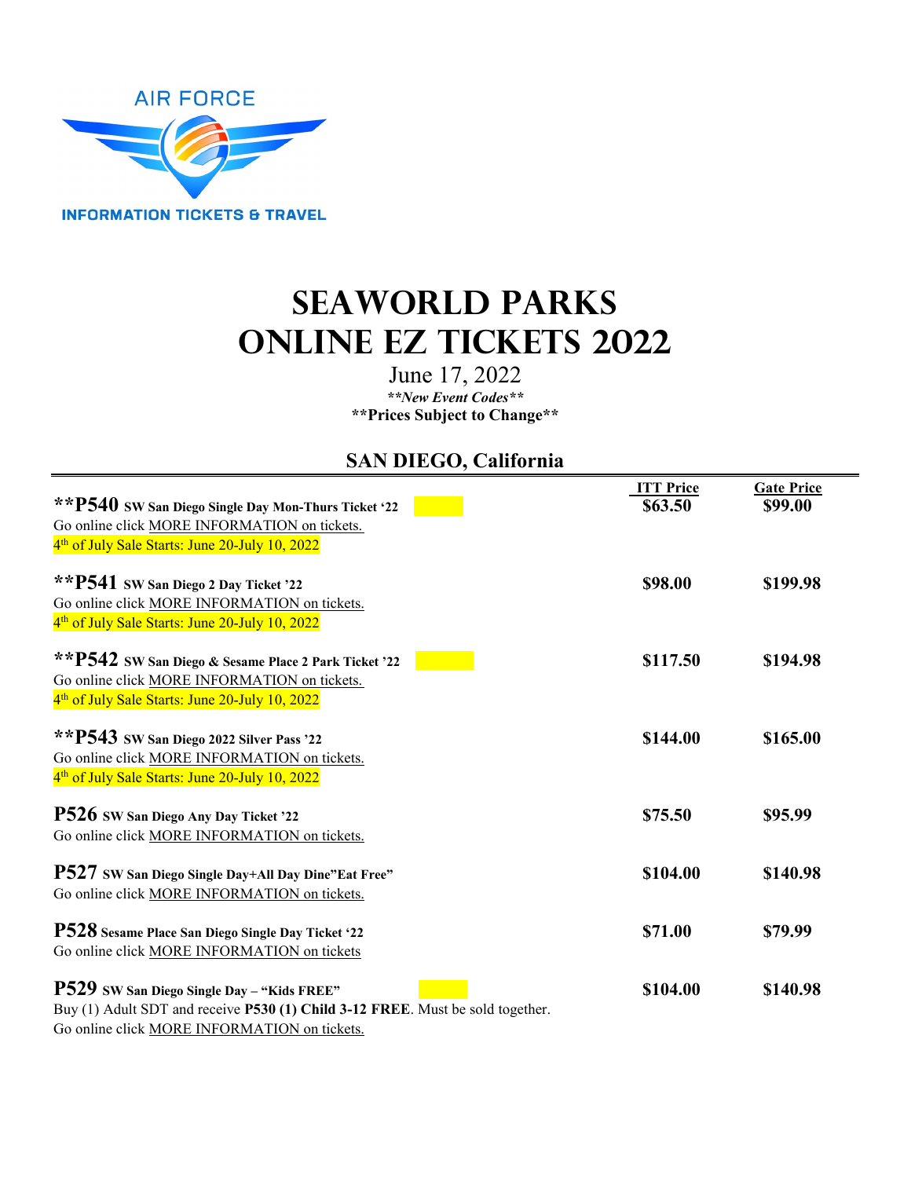AIR FORCE

INFORMATION TICKETS & TRAVEL

# SEAWORLD PARKS ONLINE EZ TICKETS 2022

June 17, 2022

***\*\*New Event Codes\*\****

**\*\*Prices Subject to Change\*\***

## SAN DIEGO, California

| | ITT Price | Gate Price |
|---|---|---|
| **\*\*P540 SW San Diego Single Day Mon-Thurs Ticket '22**<br>Go online click MORE INFORMATION on tickets.<br>4th of July Sale Starts: June 20-July 10, 2022 | **$63.50** | **$99.00** |
| **\*\*P541 SW San Diego 2 Day Ticket '22**<br>Go online click MORE INFORMATION on tickets.<br>4th of July Sale Starts: June 20-July 10, 2022 | **$98.00** | **$199.98** |
| **\*\*P542 SW San Diego & Sesame Place 2 Park Ticket '22**<br>Go online click MORE INFORMATION on tickets.<br>4th of July Sale Starts: June 20-July 10, 2022 | **$117.50** | **$194.98** |
| **\*\*P543 SW San Diego 2022 Silver Pass '22**<br>Go online click MORE INFORMATION on tickets.<br>4th of July Sale Starts: June 20-July 10, 2022 | **$144.00** | **$165.00** |
| **P526 SW San Diego Any Day Ticket '22**<br>Go online click MORE INFORMATION on tickets. | **$75.50** | **$95.99** |
| **P527 SW San Diego Single Day+All Day Dine"Eat Free"**<br>Go online click MORE INFORMATION on tickets. | **$104.00** | **$140.98** |
| **P528 Sesame Place San Diego Single Day Ticket '22**<br>Go online click MORE INFORMATION on tickets | **$71.00** | **$79.99** |
| **P529 SW San Diego Single Day – "Kids FREE"**<br>Buy (1) Adult SDT and receive **P530 (1) Child 3-12 FREE**. Must be sold together.<br>Go online click MORE INFORMATION on tickets. | **$104.00** | **$140.98** |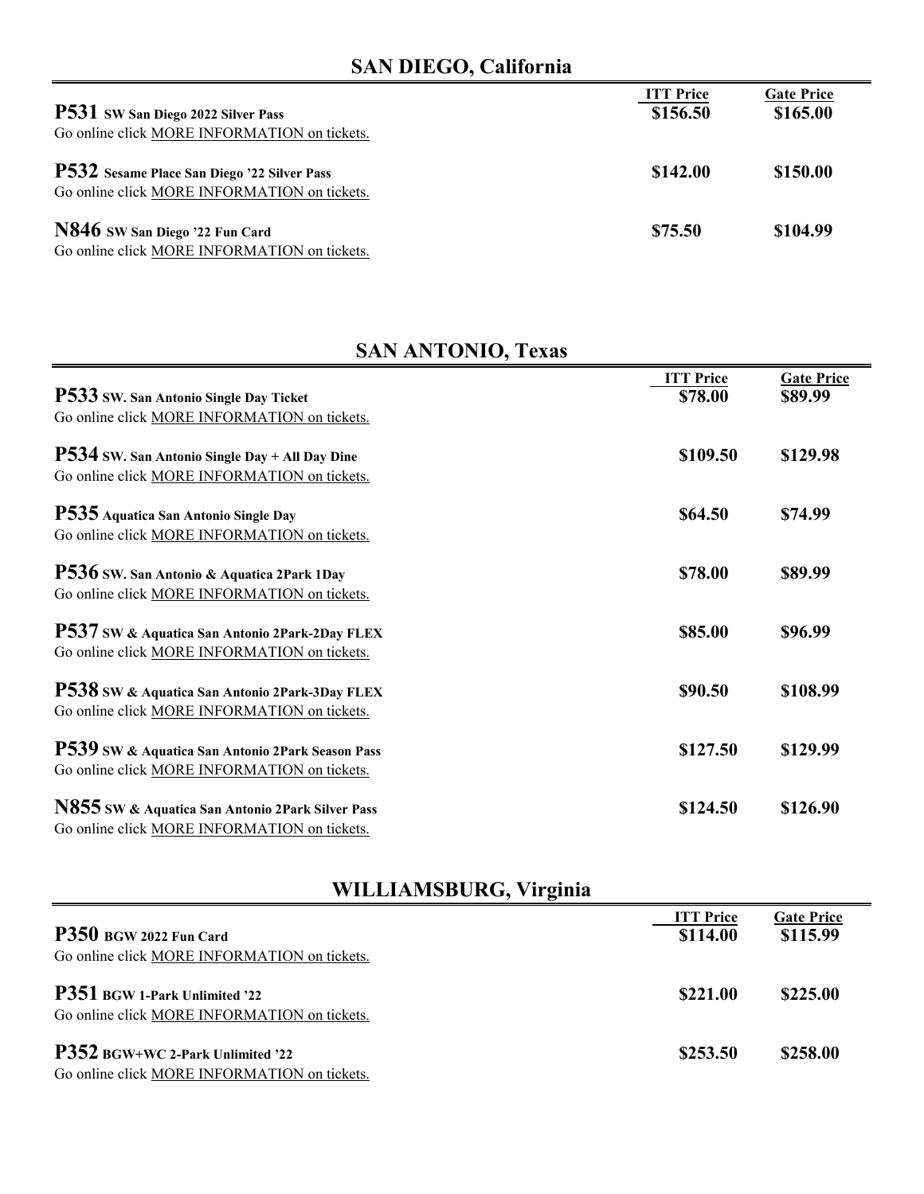## SAN DIEGO, California

| | ITT Price | Gate Price |
|---|---|---|
| **P531 SW San Diego 2022 Silver Pass**<br>Go online click MORE INFORMATION on tickets. | **$156.50** | **$165.00** |
| **P532 Sesame Place San Diego '22 Silver Pass**<br>Go online click MORE INFORMATION on tickets. | **$142.00** | **$150.00** |
| **N846 SW San Diego '22 Fun Card**<br>Go online click MORE INFORMATION on tickets. | **$75.50** | **$104.99** |

## SAN ANTONIO, Texas

| | ITT Price | Gate Price |
|---|---|---|
| **P533 SW. San Antonio Single Day Ticket**<br>Go online click MORE INFORMATION on tickets. | **$78.00** | **$89.99** |
| **P534 SW. San Antonio Single Day + All Day Dine**<br>Go online click MORE INFORMATION on tickets. | **$109.50** | **$129.98** |
| **P535 Aquatica San Antonio Single Day**<br>Go online click MORE INFORMATION on tickets. | **$64.50** | **$74.99** |
| **P536 SW. San Antonio & Aquatica 2Park 1Day**<br>Go online click MORE INFORMATION on tickets. | **$78.00** | **$89.99** |
| **P537 SW & Aquatica San Antonio 2Park-2Day FLEX**<br>Go online click MORE INFORMATION on tickets. | **$85.00** | **$96.99** |
| **P538 SW & Aquatica San Antonio 2Park-3Day FLEX**<br>Go online click MORE INFORMATION on tickets. | **$90.50** | **$108.99** |
| **P539 SW & Aquatica San Antonio 2Park Season Pass**<br>Go online click MORE INFORMATION on tickets. | **$127.50** | **$129.99** |
| **N855 SW & Aquatica San Antonio 2Park Silver Pass**<br>Go online click MORE INFORMATION on tickets. | **$124.50** | **$126.90** |

## WILLIAMSBURG, Virginia

| | ITT Price | Gate Price |
|---|---|---|
| **P350 BGW 2022 Fun Card**<br>Go online click MORE INFORMATION on tickets. | **$114.00** | **$115.99** |
| **P351 BGW 1-Park Unlimited '22**<br>Go online click MORE INFORMATION on tickets. | **$221.00** | **$225.00** |
| **P352 BGW+WC 2-Park Unlimited '22**<br>Go online click MORE INFORMATION on tickets. | **$253.50** | **$258.00** |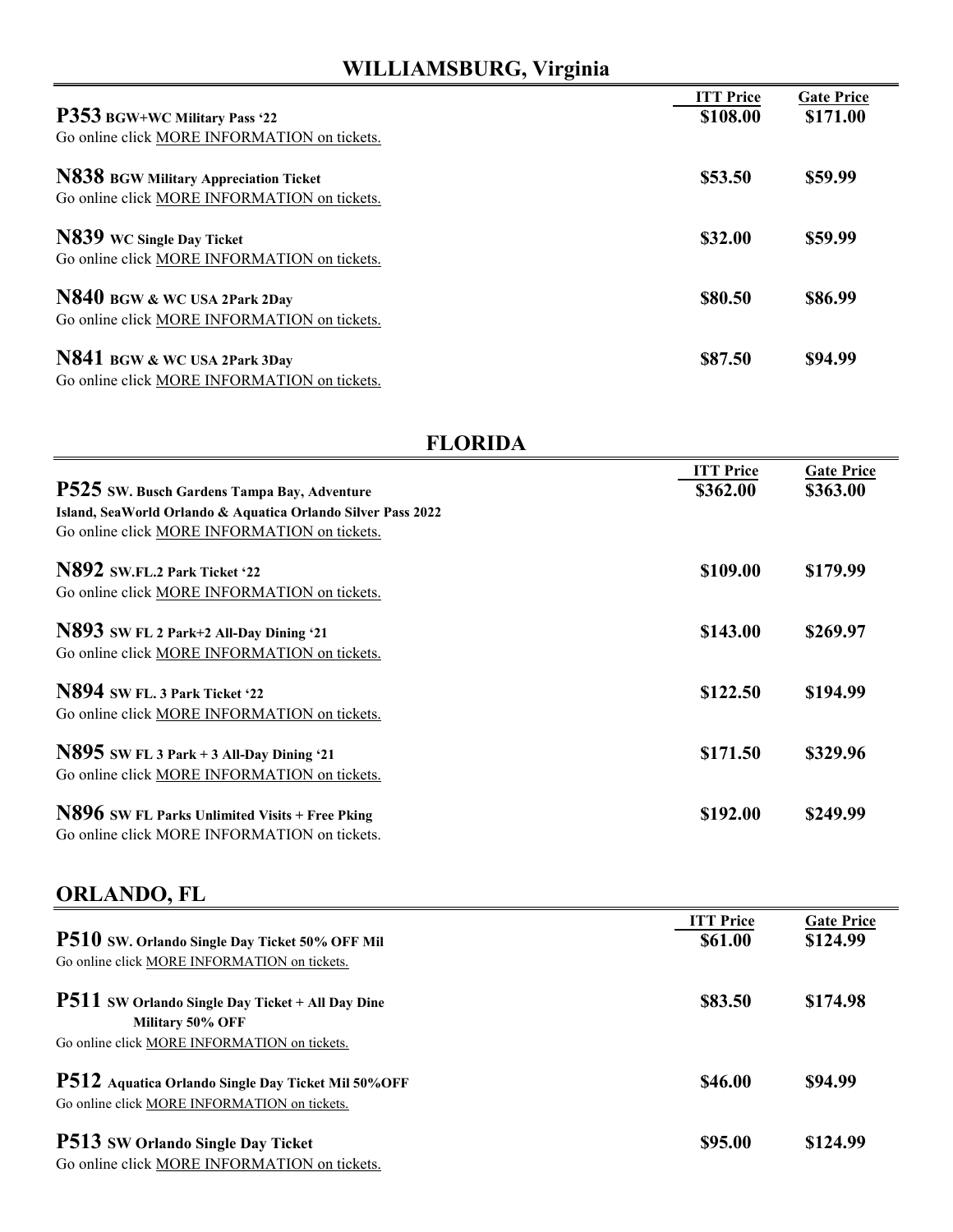## WILLIAMSBURG, Virginia

| | ITT Price | Gate Price |
|---|---|---|
| **P353 BGW+WC Military Pass '22**<br>Go online click MORE INFORMATION on tickets. | **$108.00** | **$171.00** |
| **N838 BGW Military Appreciation Ticket**<br>Go online click MORE INFORMATION on tickets. | **$53.50** | **$59.99** |
| **N839 WC Single Day Ticket**<br>Go online click MORE INFORMATION on tickets. | **$32.00** | **$59.99** |
| **N840 BGW & WC USA 2Park 2Day**<br>Go online click MORE INFORMATION on tickets. | **$80.50** | **$86.99** |
| **N841 BGW & WC USA 2Park 3Day**<br>Go online click MORE INFORMATION on tickets. | **$87.50** | **$94.99** |

## FLORIDA

| | ITT Price | Gate Price |
|---|---|---|
| **P525 SW. Busch Gardens Tampa Bay, Adventure Island, SeaWorld Orlando & Aquatica Orlando Silver Pass 2022**<br>Go online click MORE INFORMATION on tickets. | **$362.00** | **$363.00** |
| **N892 SW.FL.2 Park Ticket '22**<br>Go online click MORE INFORMATION on tickets. | **$109.00** | **$179.99** |
| **N893 SW FL 2 Park+2 All-Day Dining '21**<br>Go online click MORE INFORMATION on tickets. | **$143.00** | **$269.97** |
| **N894 SW FL. 3 Park Ticket '22**<br>Go online click MORE INFORMATION on tickets. | **$122.50** | **$194.99** |
| **N895 SW FL 3 Park + 3 All-Day Dining '21**<br>Go online click MORE INFORMATION on tickets. | **$171.50** | **$329.96** |
| **N896 SW FL Parks Unlimited Visits + Free Pking**<br>Go online click MORE INFORMATION on tickets. | **$192.00** | **$249.99** |

## ORLANDO, FL

| | ITT Price | Gate Price |
|---|---|---|
| **P510 SW. Orlando Single Day Ticket 50% OFF Mil**<br>Go online click MORE INFORMATION on tickets. | **$61.00** | **$124.99** |
| **P511 SW Orlando Single Day Ticket + All Day Dine Military 50% OFF**<br>Go online click MORE INFORMATION on tickets. | **$83.50** | **$174.98** |
| **P512 Aquatica Orlando Single Day Ticket Mil 50%OFF**<br>Go online click MORE INFORMATION on tickets. | **$46.00** | **$94.99** |
| **P513 SW Orlando Single Day Ticket**<br>Go online click MORE INFORMATION on tickets. | **$95.00** | **$124.99** |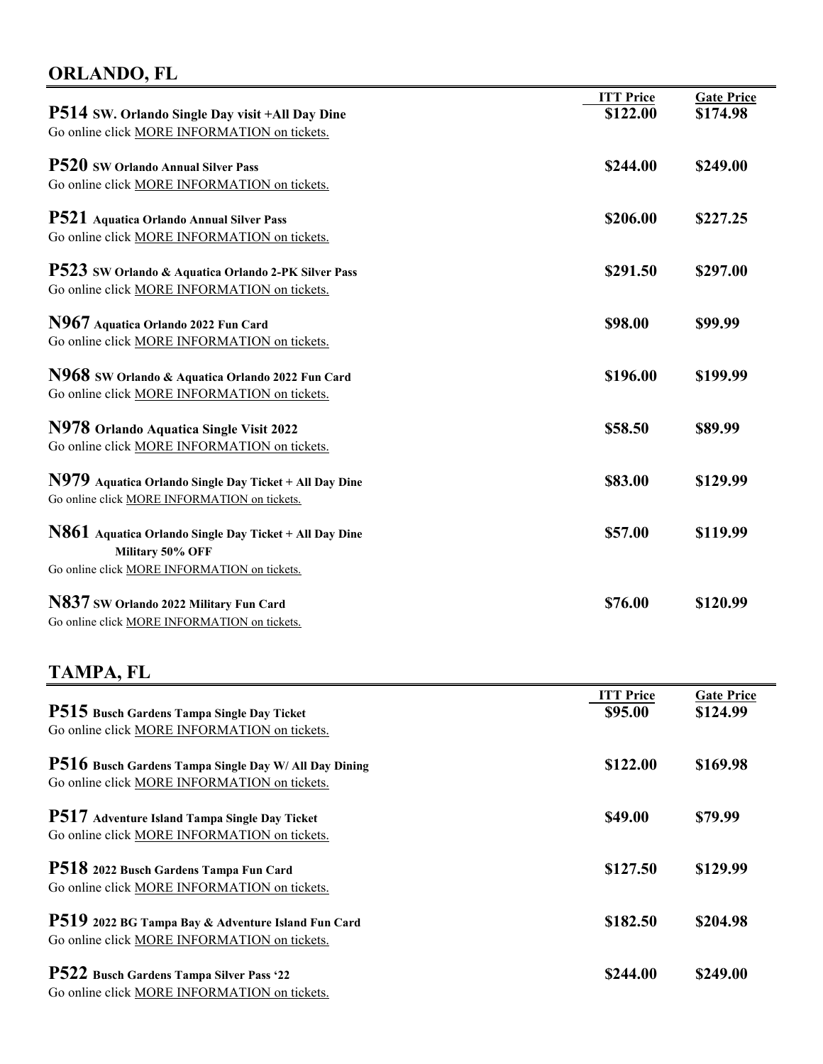## ORLANDO, FL

| | ITT Price | Gate Price |
|---|---|---|
| **P514 SW. Orlando Single Day visit +All Day Dine**<br>Go online click MORE INFORMATION on tickets. | **$122.00** | **$174.98** |
| **P520 SW Orlando Annual Silver Pass**<br>Go online click MORE INFORMATION on tickets. | **$244.00** | **$249.00** |
| **P521 Aquatica Orlando Annual Silver Pass**<br>Go online click MORE INFORMATION on tickets. | **$206.00** | **$227.25** |
| **P523 SW Orlando & Aquatica Orlando 2-PK Silver Pass**<br>Go online click MORE INFORMATION on tickets. | **$291.50** | **$297.00** |
| **N967 Aquatica Orlando 2022 Fun Card**<br>Go online click MORE INFORMATION on tickets. | **$98.00** | **$99.99** |
| **N968 SW Orlando & Aquatica Orlando 2022 Fun Card**<br>Go online click MORE INFORMATION on tickets. | **$196.00** | **$199.99** |
| **N978 Orlando Aquatica Single Visit 2022**<br>Go online click MORE INFORMATION on tickets. | **$58.50** | **$89.99** |
| **N979 Aquatica Orlando Single Day Ticket + All Day Dine**<br>Go online click MORE INFORMATION on tickets. | **$83.00** | **$129.99** |
| **N861 Aquatica Orlando Single Day Ticket + All Day Dine**<br>**Military 50% OFF**<br>Go online click MORE INFORMATION on tickets. | **$57.00** | **$119.99** |
| **N837 SW Orlando 2022 Military Fun Card**<br>Go online click MORE INFORMATION on tickets. | **$76.00** | **$120.99** |

## TAMPA, FL

| | ITT Price | Gate Price |
|---|---|---|
| **P515 Busch Gardens Tampa Single Day Ticket**<br>Go online click MORE INFORMATION on tickets. | **$95.00** | **$124.99** |
| **P516 Busch Gardens Tampa Single Day W/ All Day Dining**<br>Go online click MORE INFORMATION on tickets. | **$122.00** | **$169.98** |
| **P517 Adventure Island Tampa Single Day Ticket**<br>Go online click MORE INFORMATION on tickets. | **$49.00** | **$79.99** |
| **P518 2022 Busch Gardens Tampa Fun Card**<br>Go online click MORE INFORMATION on tickets. | **$127.50** | **$129.99** |
| **P519 2022 BG Tampa Bay & Adventure Island Fun Card**<br>Go online click MORE INFORMATION on tickets. | **$182.50** | **$204.98** |
| **P522 Busch Gardens Tampa Silver Pass '22**<br>Go online click MORE INFORMATION on tickets. | **$244.00** | **$249.00** |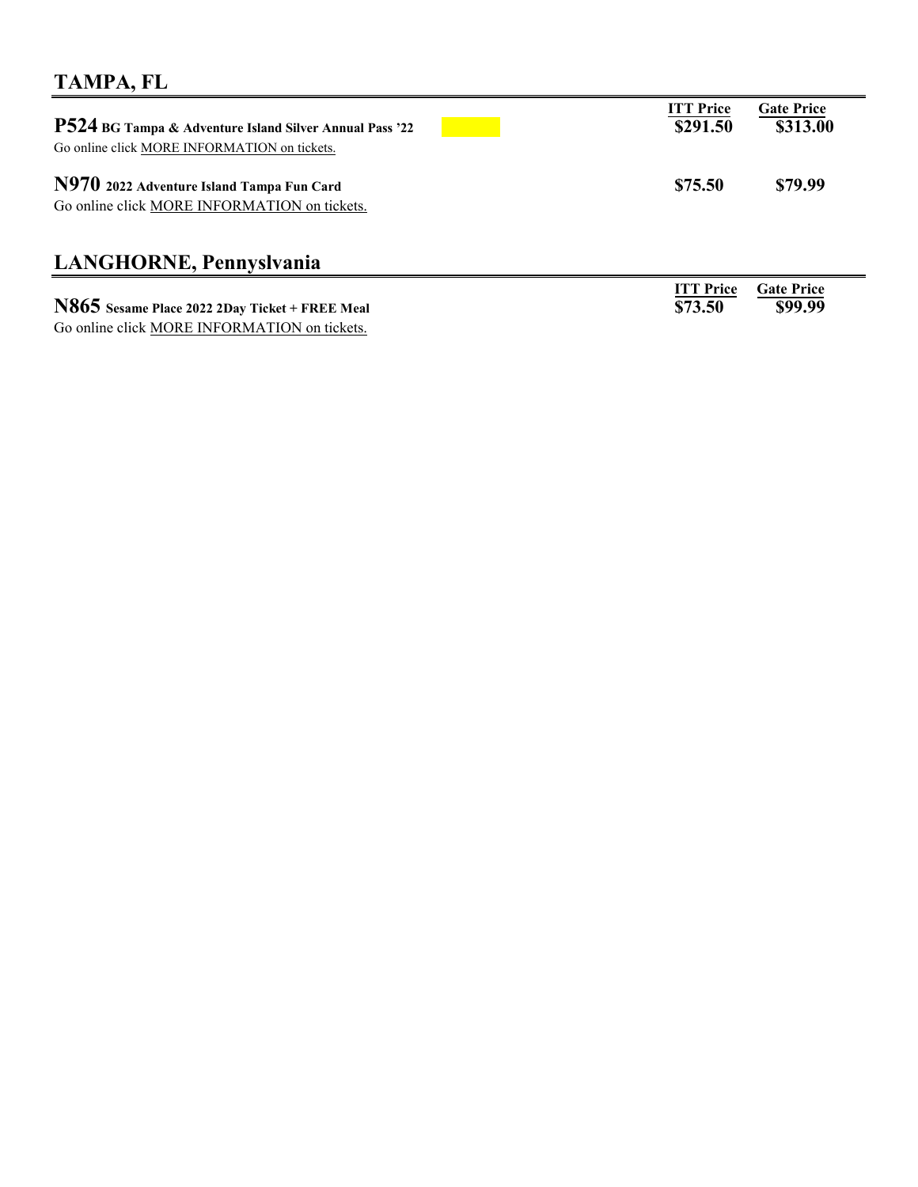## TAMPA, FL

| | ITT Price | Gate Price |
|---|---|---|
| **P524 BG Tampa & Adventure Island Silver Annual Pass '22**<br>Go online click MORE INFORMATION on tickets. | **$291.50** | **$313.00** |
| **N970 2022 Adventure Island Tampa Fun Card**<br>Go online click MORE INFORMATION on tickets. | **$75.50** | **$79.99** |

## LANGHORNE, Pennyslvania

| | ITT Price | Gate Price |
|---|---|---|
| **N865 Sesame Place 2022 2Day Ticket + FREE Meal**<br>Go online click MORE INFORMATION on tickets. | **$73.50** | **$99.99** |